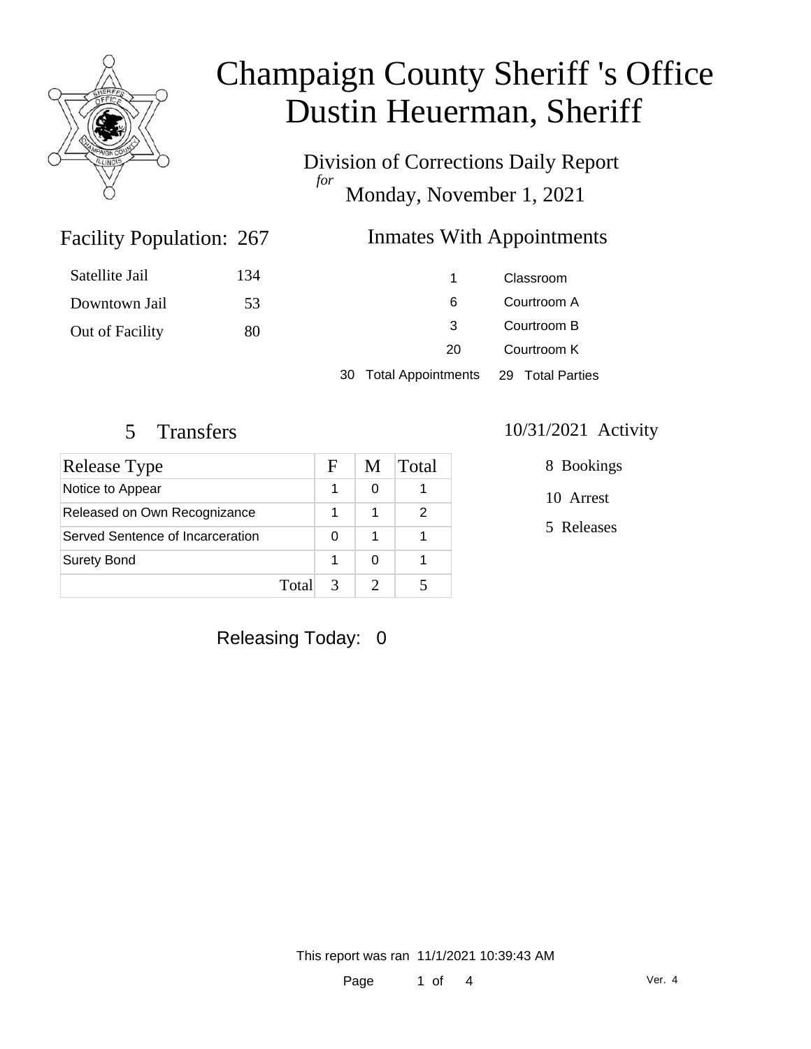# Champaign County Sheriff 's Office
# Dustin Heuerman, Sheriff

Division of Corrections Daily Report
*for*
Monday, November 1, 2021

## Facility Population: 267

| | |
|---|---|
| Satellite Jail | 134 |
| Downtown Jail | 53 |
| Out of Facility | 80 |

## Inmates With Appointments

| | |
|---|---|
| 1 | Classroom |
| 6 | Courtroom A |
| 3 | Courtroom B |
| 20 | Courtroom K |
| 30 Total Appointments | 29 Total Parties |

## 5 Transfers

| Release Type | F | M | Total |
|---|---|---|---|
| Notice to Appear | 1 | 0 | 1 |
| Released on Own Recognizance | 1 | 1 | 2 |
| Served Sentence of Incarceration | 0 | 1 | 1 |
| Surety Bond | 1 | 0 | 1 |
| Total | 3 | 2 | 5 |

## 10/31/2021 Activity

8 Bookings

10 Arrest

5 Releases

Releasing Today: 0

This report was ran 11/1/2021 10:39:43 AM

Ver. 4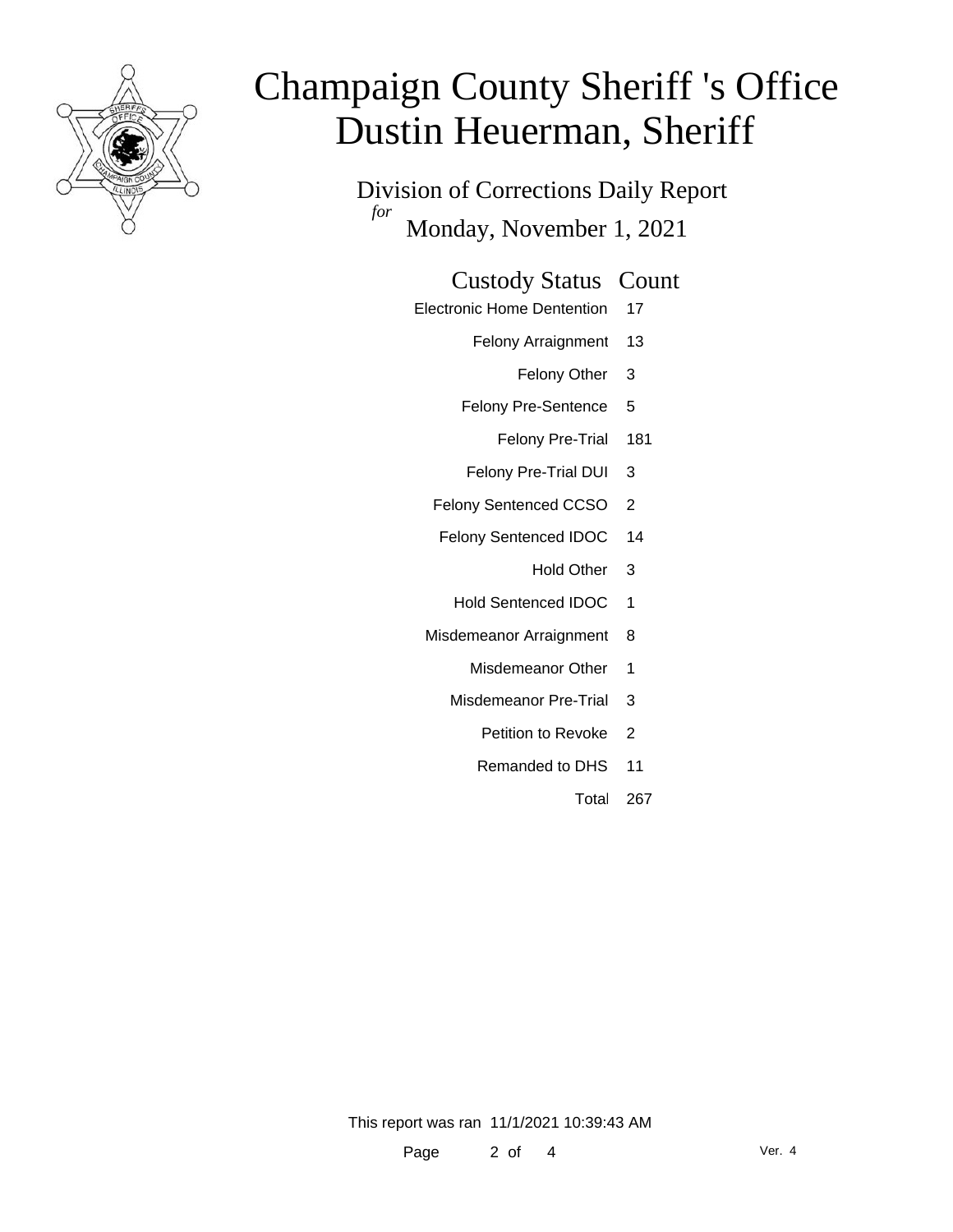# Champaign County Sheriff 's Office
# Dustin Heuerman, Sheriff

## Division of Corrections Daily Report

*for* Monday, November 1, 2021

| Custody Status | Count |
| --- | --- |
| Electronic Home Dentention | 17 |
| Felony Arraignment | 13 |
| Felony Other | 3 |
| Felony Pre-Sentence | 5 |
| Felony Pre-Trial | 181 |
| Felony Pre-Trial DUI | 3 |
| Felony Sentenced CCSO | 2 |
| Felony Sentenced IDOC | 14 |
| Hold Other | 3 |
| Hold Sentenced IDOC | 1 |
| Misdemeanor Arraignment | 8 |
| Misdemeanor Other | 1 |
| Misdemeanor Pre-Trial | 3 |
| Petition to Revoke | 2 |
| Remanded to DHS | 11 |
| Total | 267 |

This report was ran 11/1/2021 10:39:43 AM

Ver. 4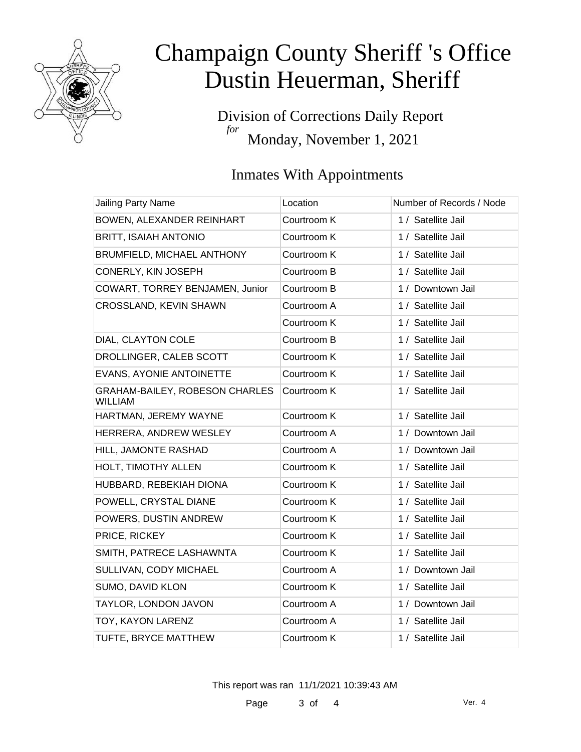# Champaign County Sheriff 's Office
# Dustin Heuerman, Sheriff

Division of Corrections Daily Report
*for*
Monday, November 1, 2021

## Inmates With Appointments

| Jailing Party Name | Location | Number of Records / Node |
|---|---|---|
| BOWEN, ALEXANDER REINHART | Courtroom K | 1 / Satellite Jail |
| BRITT, ISAIAH ANTONIO | Courtroom K | 1 / Satellite Jail |
| BRUMFIELD, MICHAEL ANTHONY | Courtroom K | 1 / Satellite Jail |
| CONERLY, KIN JOSEPH | Courtroom B | 1 / Satellite Jail |
| COWART, TORREY BENJAMEN, Junior | Courtroom B | 1 / Downtown Jail |
| CROSSLAND, KEVIN SHAWN | Courtroom A | 1 / Satellite Jail |
| | Courtroom K | 1 / Satellite Jail |
| DIAL, CLAYTON COLE | Courtroom B | 1 / Satellite Jail |
| DROLLINGER, CALEB SCOTT | Courtroom K | 1 / Satellite Jail |
| EVANS, AYONIE ANTOINETTE | Courtroom K | 1 / Satellite Jail |
| GRAHAM-BAILEY, ROBESON CHARLES WILLIAM | Courtroom K | 1 / Satellite Jail |
| HARTMAN, JEREMY WAYNE | Courtroom K | 1 / Satellite Jail |
| HERRERA, ANDREW WESLEY | Courtroom A | 1 / Downtown Jail |
| HILL, JAMONTE RASHAD | Courtroom A | 1 / Downtown Jail |
| HOLT, TIMOTHY ALLEN | Courtroom K | 1 / Satellite Jail |
| HUBBARD, REBEKIAH DIONA | Courtroom K | 1 / Satellite Jail |
| POWELL, CRYSTAL DIANE | Courtroom K | 1 / Satellite Jail |
| POWERS, DUSTIN ANDREW | Courtroom K | 1 / Satellite Jail |
| PRICE, RICKEY | Courtroom K | 1 / Satellite Jail |
| SMITH, PATRECE LASHAWNTA | Courtroom K | 1 / Satellite Jail |
| SULLIVAN, CODY MICHAEL | Courtroom A | 1 / Downtown Jail |
| SUMO, DAVID KLON | Courtroom K | 1 / Satellite Jail |
| TAYLOR, LONDON JAVON | Courtroom A | 1 / Downtown Jail |
| TOY, KAYON LARENZ | Courtroom A | 1 / Satellite Jail |
| TUFTE, BRYCE MATTHEW | Courtroom K | 1 / Satellite Jail |

This report was ran 11/1/2021 10:39:43 AM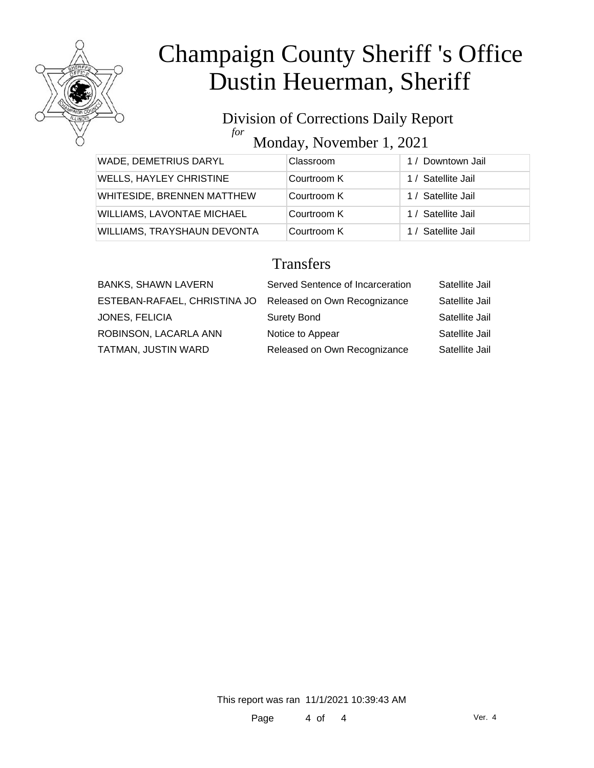# Champaign County Sheriff 's Office
# Dustin Heuerman, Sheriff

## Division of Corrections Daily Report
*for*
## Monday, November 1, 2021

| | | |
|---|---|---|
| WADE, DEMETRIUS DARYL | Classroom | 1 / Downtown Jail |
| WELLS, HAYLEY CHRISTINE | Courtroom K | 1 / Satellite Jail |
| WHITESIDE, BRENNEN MATTHEW | Courtroom K | 1 / Satellite Jail |
| WILLIAMS, LAVONTAE MICHAEL | Courtroom K | 1 / Satellite Jail |
| WILLIAMS, TRAYSHAUN DEVONTA | Courtroom K | 1 / Satellite Jail |

## Transfers

| | | |
|---|---|---|
| BANKS, SHAWN LAVERN | Served Sentence of Incarceration | Satellite Jail |
| ESTEBAN-RAFAEL, CHRISTINA JO | Released on Own Recognizance | Satellite Jail |
| JONES, FELICIA | Surety Bond | Satellite Jail |
| ROBINSON, LACARLA ANN | Notice to Appear | Satellite Jail |
| TATMAN, JUSTIN WARD | Released on Own Recognizance | Satellite Jail |

This report was ran 11/1/2021 10:39:43 AM

Ver. 4